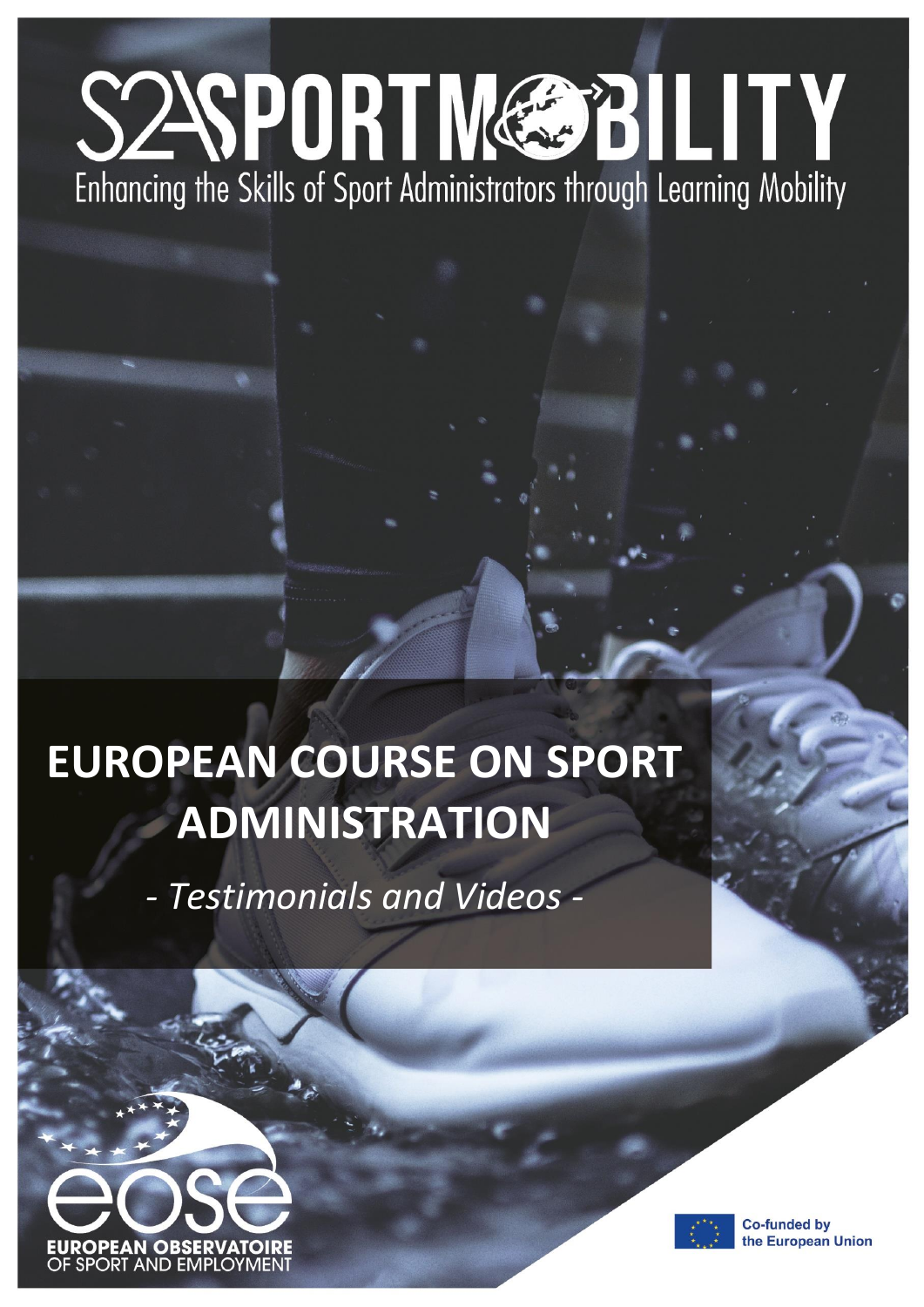# S2ASPORTMOBILITY

Enhancing the Skills of Sport Administrators through Learning Mobility

## EUROPEAN COURSE ON SPORT ADMINISTRATION

*- Testimonials and Videos -*

EUROPEAN OBSERVATOIRE OF SPORT AND EMPLOYMENT

Co-funded by the European Union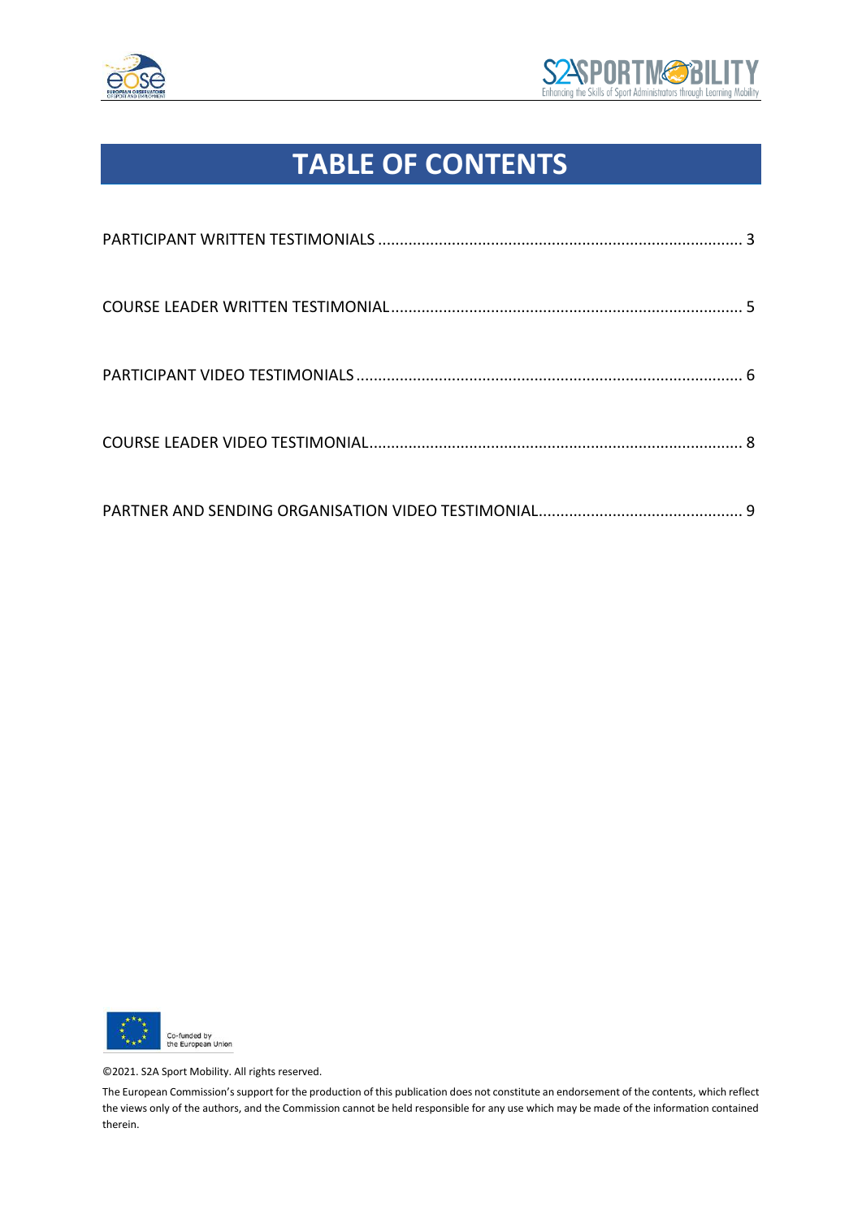# TABLE OF CONTENTS

PARTICIPANT WRITTEN TESTIMONIALS ........................................................................................ 3

COURSE LEADER WRITTEN TESTIMONIAL .................................................................................. 5

PARTICIPANT VIDEO TESTIMONIALS ........................................................................................... 6

COURSE LEADER VIDEO TESTIMONIAL ...................................................................................... 8

PARTNER AND SENDING ORGANISATION VIDEO TESTIMONIAL ............................................... 9

Co-funded by the European Union

©2021. S2A Sport Mobility. All rights reserved.

The European Commission's support for the production of this publication does not constitute an endorsement of the contents, which reflect the views only of the authors, and the Commission cannot be held responsible for any use which may be made of the information contained therein.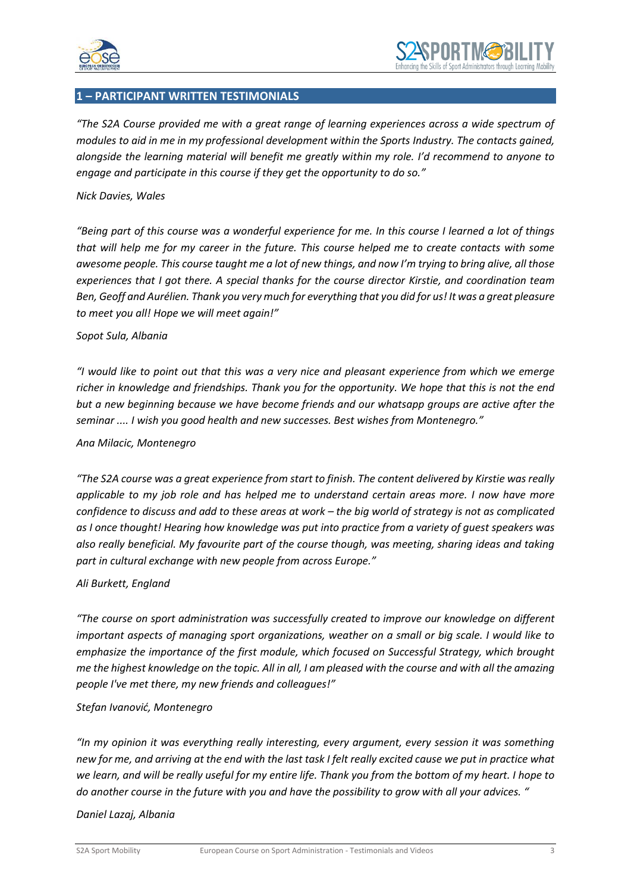## 1 – PARTICIPANT WRITTEN TESTIMONIALS

*"The S2A Course provided me with a great range of learning experiences across a wide spectrum of modules to aid in me in my professional development within the Sports Industry. The contacts gained, alongside the learning material will benefit me greatly within my role. I'd recommend to anyone to engage and participate in this course if they get the opportunity to do so."*

*Nick Davies, Wales*

*"Being part of this course was a wonderful experience for me. In this course I learned a lot of things that will help me for my career in the future. This course helped me to create contacts with some awesome people. This course taught me a lot of new things, and now I'm trying to bring alive, all those experiences that I got there. A special thanks for the course director Kirstie, and coordination team Ben, Geoff and Aurélien. Thank you very much for everything that you did for us! It was a great pleasure to meet you all! Hope we will meet again!"*

*Sopot Sula, Albania*

*"I would like to point out that this was a very nice and pleasant experience from which we emerge richer in knowledge and friendships. Thank you for the opportunity. We hope that this is not the end but a new beginning because we have become friends and our whatsapp groups are active after the seminar .... I wish you good health and new successes. Best wishes from Montenegro."*

*Ana Milacic, Montenegro*

*"The S2A course was a great experience from start to finish. The content delivered by Kirstie was really applicable to my job role and has helped me to understand certain areas more. I now have more confidence to discuss and add to these areas at work – the big world of strategy is not as complicated as I once thought! Hearing how knowledge was put into practice from a variety of guest speakers was also really beneficial. My favourite part of the course though, was meeting, sharing ideas and taking part in cultural exchange with new people from across Europe."*

*Ali Burkett, England*

*"The course on sport administration was successfully created to improve our knowledge on different important aspects of managing sport organizations, weather on a small or big scale. I would like to emphasize the importance of the first module, which focused on Successful Strategy, which brought me the highest knowledge on the topic. All in all, I am pleased with the course and with all the amazing people I've met there, my new friends and colleagues!"*

*Stefan Ivanović, Montenegro*

*"In my opinion it was everything really interesting, every argument, every session it was something new for me, and arriving at the end with the last task I felt really excited cause we put in practice what we learn, and will be really useful for my entire life. Thank you from the bottom of my heart. I hope to do another course in the future with you and have the possibility to grow with all your advices. "*

*Daniel Lazaj, Albania*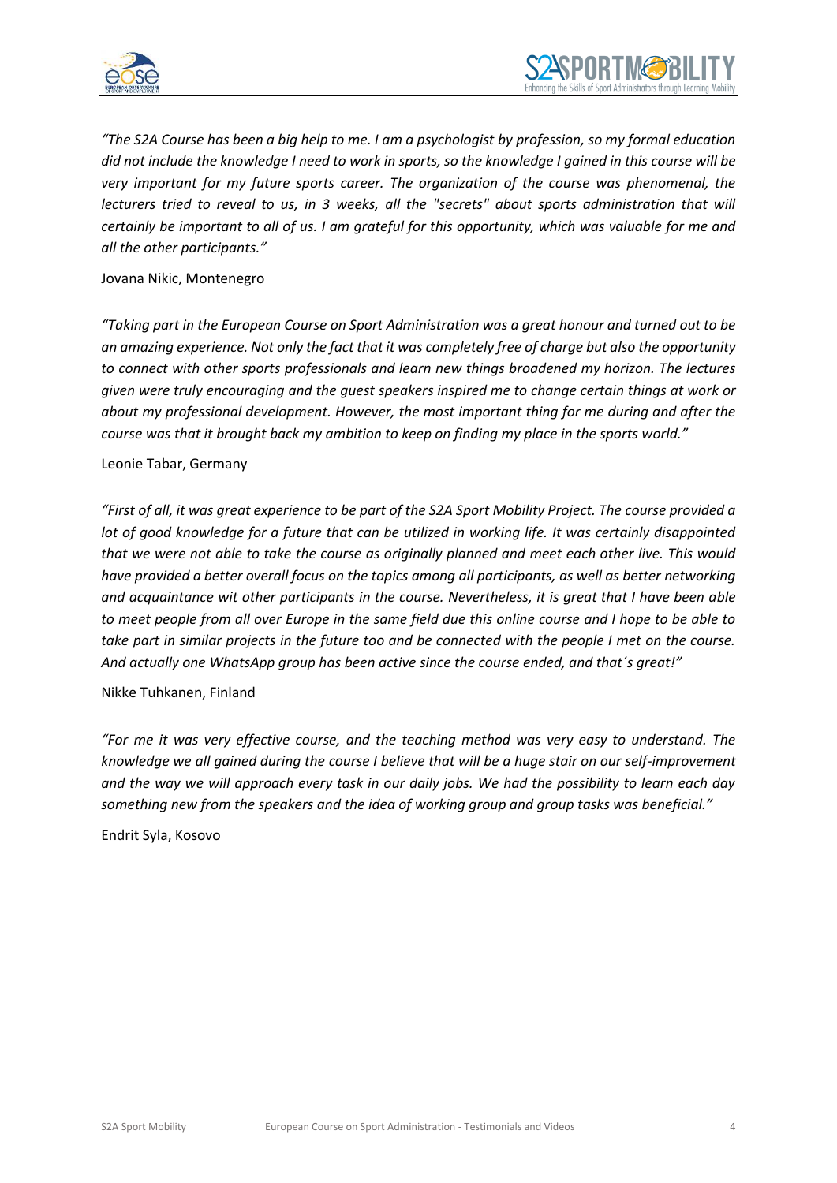*"The S2A Course has been a big help to me. I am a psychologist by profession, so my formal education did not include the knowledge I need to work in sports, so the knowledge I gained in this course will be very important for my future sports career. The organization of the course was phenomenal, the lecturers tried to reveal to us, in 3 weeks, all the "secrets" about sports administration that will certainly be important to all of us. I am grateful for this opportunity, which was valuable for me and all the other participants."*

Jovana Nikic, Montenegro

*"Taking part in the European Course on Sport Administration was a great honour and turned out to be an amazing experience. Not only the fact that it was completely free of charge but also the opportunity to connect with other sports professionals and learn new things broadened my horizon. The lectures given were truly encouraging and the guest speakers inspired me to change certain things at work or about my professional development. However, the most important thing for me during and after the course was that it brought back my ambition to keep on finding my place in the sports world."*

Leonie Tabar, Germany

*"First of all, it was great experience to be part of the S2A Sport Mobility Project. The course provided a lot of good knowledge for a future that can be utilized in working life. It was certainly disappointed that we were not able to take the course as originally planned and meet each other live. This would have provided a better overall focus on the topics among all participants, as well as better networking and acquaintance wit other participants in the course. Nevertheless, it is great that I have been able to meet people from all over Europe in the same field due this online course and I hope to be able to take part in similar projects in the future too and be connected with the people I met on the course. And actually one WhatsApp group has been active since the course ended, and that´s great!"*

Nikke Tuhkanen, Finland

*"For me it was very effective course, and the teaching method was very easy to understand. The knowledge we all gained during the course I believe that will be a huge stair on our self-improvement and the way we will approach every task in our daily jobs. We had the possibility to learn each day something new from the speakers and the idea of working group and group tasks was beneficial."*

Endrit Syla, Kosovo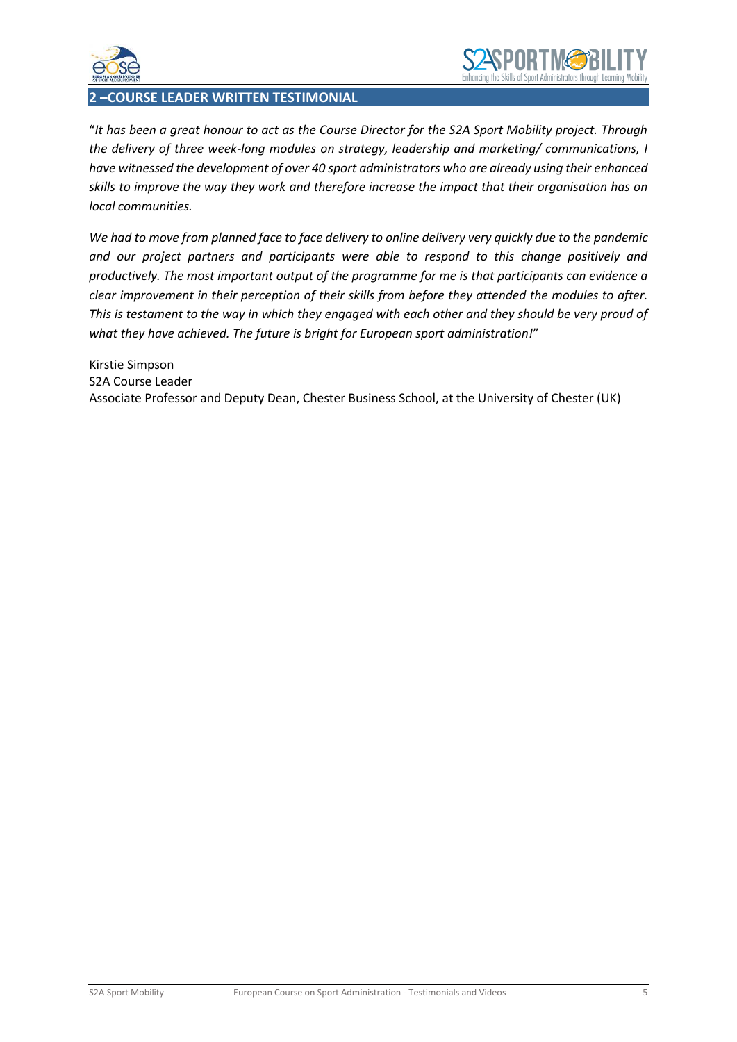## 2 –COURSE LEADER WRITTEN TESTIMONIAL

"*It has been a great honour to act as the Course Director for the S2A Sport Mobility project. Through the delivery of three week-long modules on strategy, leadership and marketing/ communications, I have witnessed the development of over 40 sport administrators who are already using their enhanced skills to improve the way they work and therefore increase the impact that their organisation has on local communities.*

*We had to move from planned face to face delivery to online delivery very quickly due to the pandemic and our project partners and participants were able to respond to this change positively and productively. The most important output of the programme for me is that participants can evidence a clear improvement in their perception of their skills from before they attended the modules to after. This is testament to the way in which they engaged with each other and they should be very proud of what they have achieved. The future is bright for European sport administration!*"

Kirstie Simpson
S2A Course Leader
Associate Professor and Deputy Dean, Chester Business School, at the University of Chester (UK)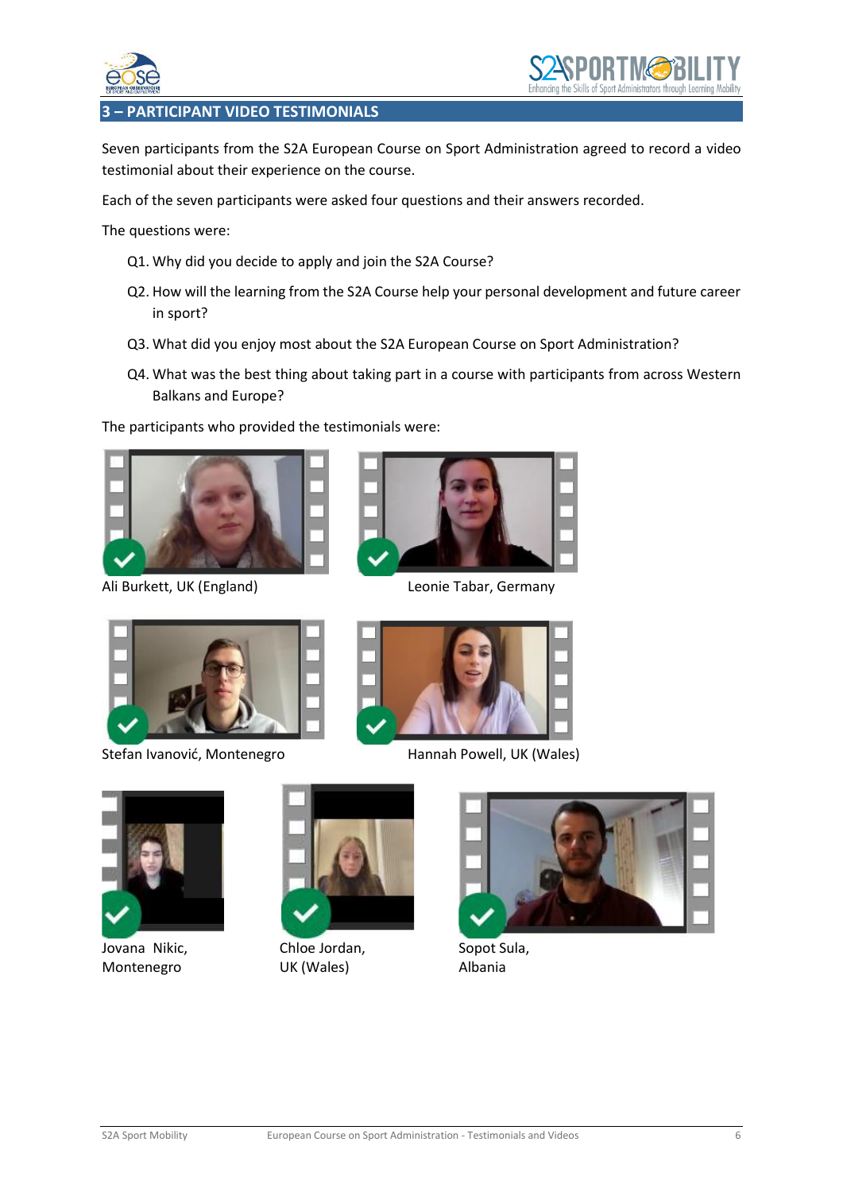## 3 – PARTICIPANT VIDEO TESTIMONIALS

Seven participants from the S2A European Course on Sport Administration agreed to record a video testimonial about their experience on the course.

Each of the seven participants were asked four questions and their answers recorded.

The questions were:

Q1. Why did you decide to apply and join the S2A Course?

Q2. How will the learning from the S2A Course help your personal development and future career in sport?

Q3. What did you enjoy most about the S2A European Course on Sport Administration?

Q4. What was the best thing about taking part in a course with participants from across Western Balkans and Europe?

The participants who provided the testimonials were:

Ali Burkett, UK (England)

Leonie Tabar, Germany

Stefan Ivanović, Montenegro

Hannah Powell, UK (Wales)

Jovana Nikic, Montenegro

Chloe Jordan, UK (Wales)

Sopot Sula, Albania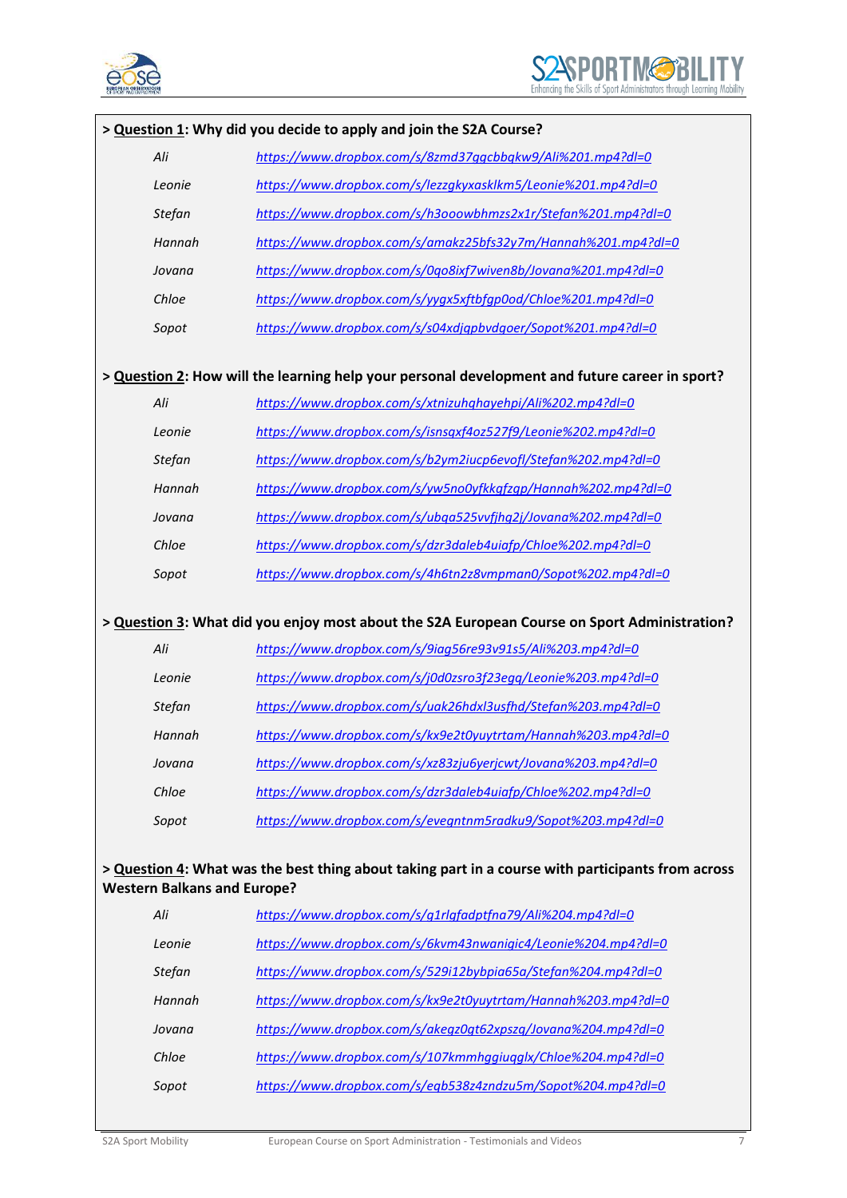> **<u>Question 1</u>: Why did you decide to apply and join the S2A Course?**

| | |
|---|---|
| *Ali* | *https://www.dropbox.com/s/8zmd37gqcbbqkw9/Ali%201.mp4?dl=0* |
| *Leonie* | *https://www.dropbox.com/s/lezzgkyxasklkm5/Leonie%201.mp4?dl=0* |
| *Stefan* | *https://www.dropbox.com/s/h3ooowbhmzs2x1r/Stefan%201.mp4?dl=0* |
| *Hannah* | *https://www.dropbox.com/s/amakz25bfs32y7m/Hannah%201.mp4?dl=0* |
| *Jovana* | *https://www.dropbox.com/s/0qo8ixf7wiven8b/Jovana%201.mp4?dl=0* |
| *Chloe* | *https://www.dropbox.com/s/yygx5xftbfgp0od/Chloe%201.mp4?dl=0* |
| *Sopot* | *https://www.dropbox.com/s/s04xdjqpbvdqoer/Sopot%201.mp4?dl=0* |

> **<u>Question 2</u>: How will the learning help your personal development and future career in sport?**

| | |
|---|---|
| *Ali* | *https://www.dropbox.com/s/xtnizuhqhayehpi/Ali%202.mp4?dl=0* |
| *Leonie* | *https://www.dropbox.com/s/isnsqxf4oz527f9/Leonie%202.mp4?dl=0* |
| *Stefan* | *https://www.dropbox.com/s/b2ym2iucp6evofl/Stefan%202.mp4?dl=0* |
| *Hannah* | *https://www.dropbox.com/s/yw5no0yfkkqfzqp/Hannah%202.mp4?dl=0* |
| *Jovana* | *https://www.dropbox.com/s/ubqa525vvfjhq2j/Jovana%202.mp4?dl=0* |
| *Chloe* | *https://www.dropbox.com/s/dzr3daleb4uiafp/Chloe%202.mp4?dl=0* |
| *Sopot* | *https://www.dropbox.com/s/4h6tn2z8vmpman0/Sopot%202.mp4?dl=0* |

> **<u>Question 3</u>: What did you enjoy most about the S2A European Course on Sport Administration?**

| | |
|---|---|
| *Ali* | *https://www.dropbox.com/s/9iag56re93v91s5/Ali%203.mp4?dl=0* |
| *Leonie* | *https://www.dropbox.com/s/j0d0zsro3f23egq/Leonie%203.mp4?dl=0* |
| *Stefan* | *https://www.dropbox.com/s/uak26hdxl3usfhd/Stefan%203.mp4?dl=0* |
| *Hannah* | *https://www.dropbox.com/s/kx9e2t0yuytrtam/Hannah%203.mp4?dl=0* |
| *Jovana* | *https://www.dropbox.com/s/xz83zju6yerjcwt/Jovana%203.mp4?dl=0* |
| *Chloe* | *https://www.dropbox.com/s/dzr3daleb4uiafp/Chloe%202.mp4?dl=0* |
| *Sopot* | *https://www.dropbox.com/s/evegntnm5radku9/Sopot%203.mp4?dl=0* |

> **<u>Question 4</u>: What was the best thing about taking part in a course with participants from across Western Balkans and Europe?**

| | |
|---|---|
| *Ali* | *https://www.dropbox.com/s/g1rlqfadptfna79/Ali%204.mp4?dl=0* |
| *Leonie* | *https://www.dropbox.com/s/6kvm43nwanigic4/Leonie%204.mp4?dl=0* |
| *Stefan* | *https://www.dropbox.com/s/529i12bybpia65a/Stefan%204.mp4?dl=0* |
| *Hannah* | *https://www.dropbox.com/s/kx9e2t0yuytrtam/Hannah%203.mp4?dl=0* |
| *Jovana* | *https://www.dropbox.com/s/akegz0gt62xpszq/Jovana%204.mp4?dl=0* |
| *Chloe* | *https://www.dropbox.com/s/107kmmhggiuqglx/Chloe%204.mp4?dl=0* |
| *Sopot* | *https://www.dropbox.com/s/eqb538z4zndzu5m/Sopot%204.mp4?dl=0* |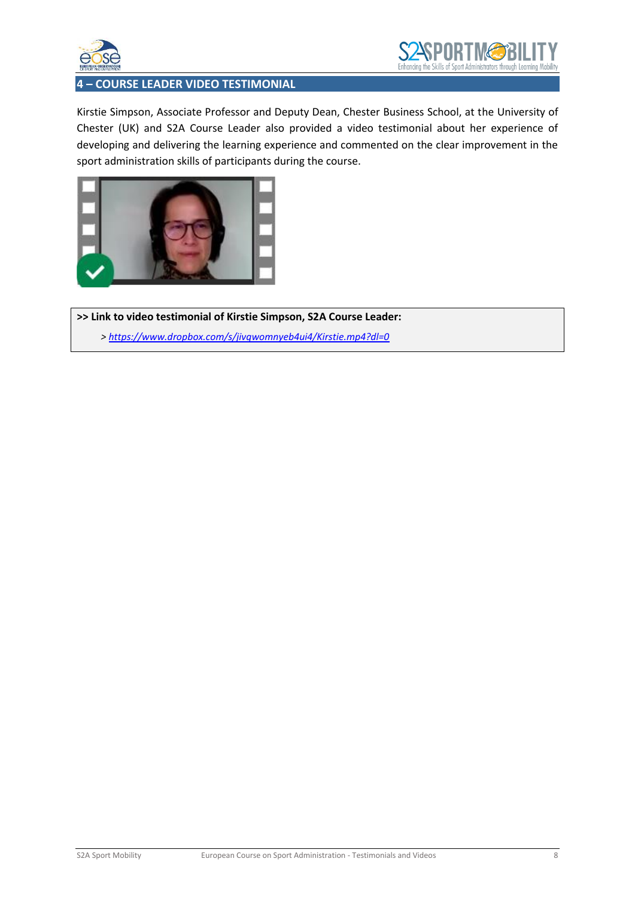## 4 – COURSE LEADER VIDEO TESTIMONIAL

Kirstie Simpson, Associate Professor and Deputy Dean, Chester Business School, at the University of Chester (UK) and S2A Course Leader also provided a video testimonial about her experience of developing and delivering the learning experience and commented on the clear improvement in the sport administration skills of participants during the course.

**>> Link to video testimonial of Kirstie Simpson, S2A Course Leader:**

> *https://www.dropbox.com/s/jivqwomnyeb4ui4/Kirstie.mp4?dl=0*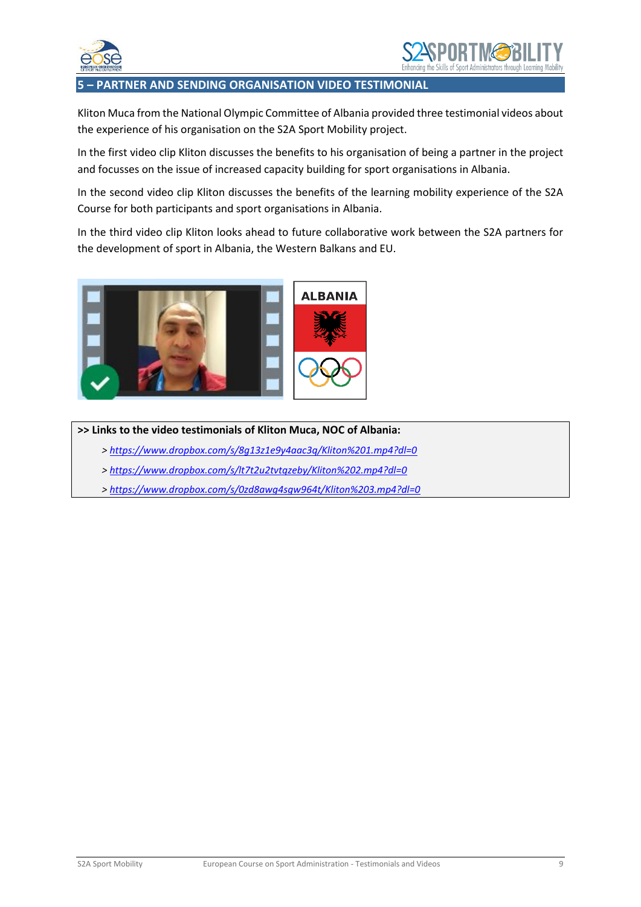## 5 – PARTNER AND SENDING ORGANISATION VIDEO TESTIMONIAL

Kliton Muca from the National Olympic Committee of Albania provided three testimonial videos about the experience of his organisation on the S2A Sport Mobility project.

In the first video clip Kliton discusses the benefits to his organisation of being a partner in the project and focusses on the issue of increased capacity building for sport organisations in Albania.

In the second video clip Kliton discusses the benefits of the learning mobility experience of the S2A Course for both participants and sport organisations in Albania.

In the third video clip Kliton looks ahead to future collaborative work between the S2A partners for the development of sport in Albania, the Western Balkans and EU.

**>> Links to the video testimonials of Kliton Muca, NOC of Albania:**

> *https://www.dropbox.com/s/8g13z1e9y4aac3q/Kliton%201.mp4?dl=0*

> *https://www.dropbox.com/s/lt7t2u2tvtqzeby/Kliton%202.mp4?dl=0*

> *https://www.dropbox.com/s/0zd8awq4sqw964t/Kliton%203.mp4?dl=0*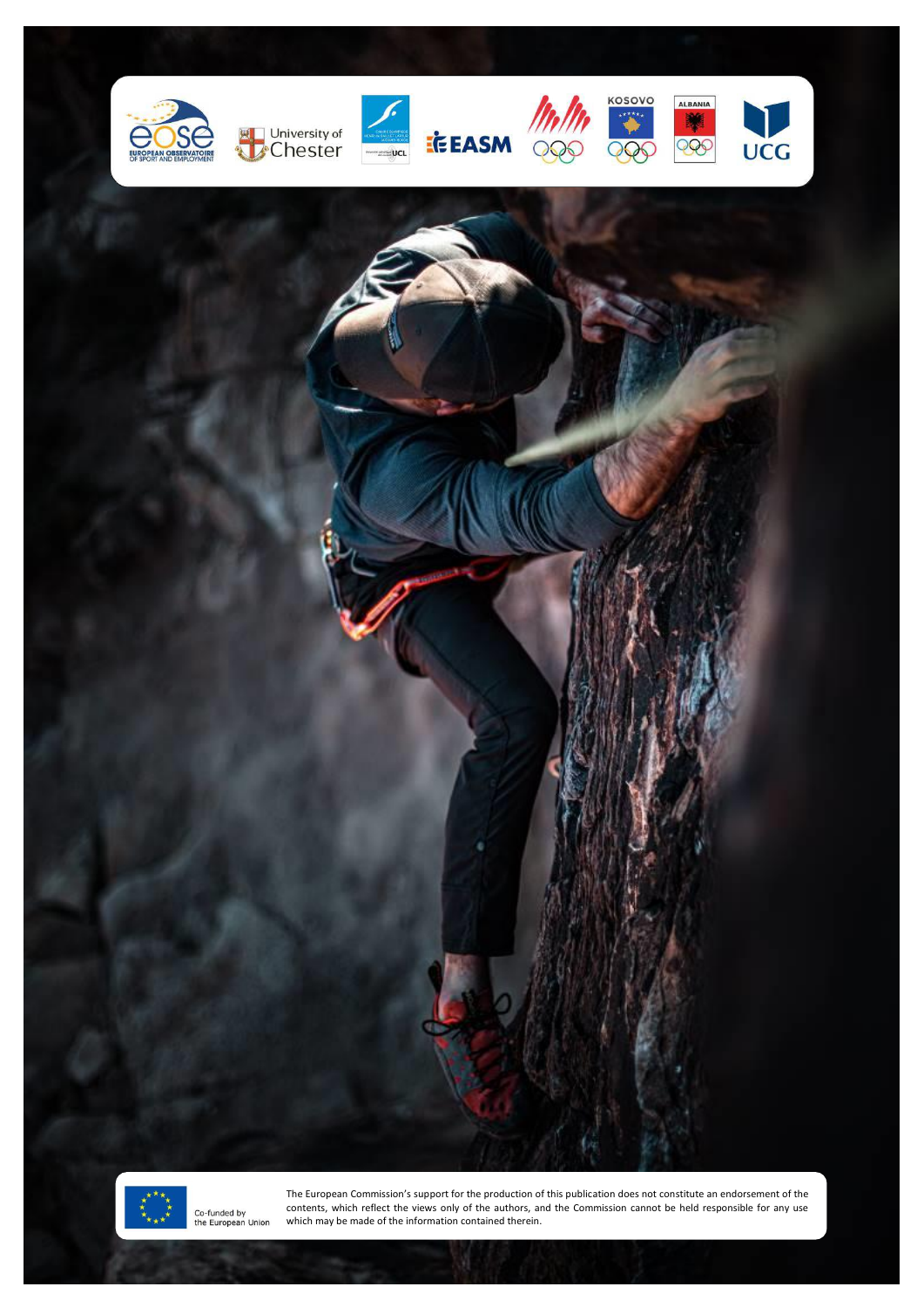Co-funded by the European Union

The European Commission's support for the production of this publication does not constitute an endorsement of the contents, which reflect the views only of the authors, and the Commission cannot be held responsible for any use which may be made of the information contained therein.